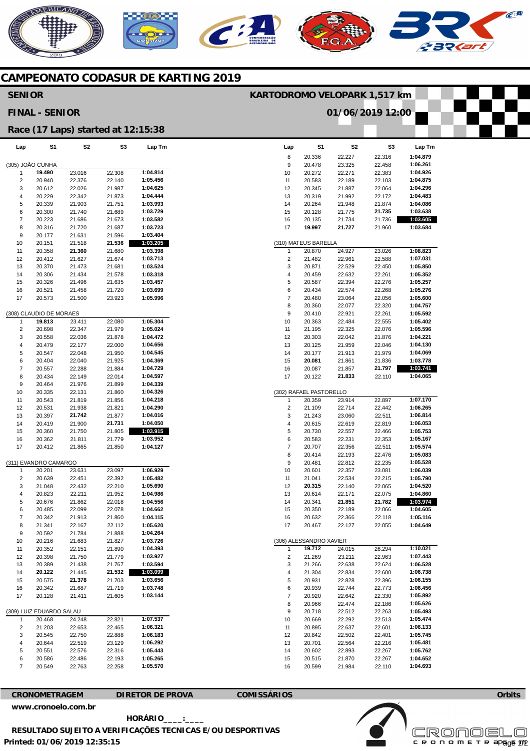# CAMPEONATO CODASUR DE KARTING 2019

**SENIOR** — **KARTODROMO VELOPARK 1,517 km**

**FINAL - SENIOR** — **01/06/2019 12:00**

**Race (17 Laps) started at 12:15:38**

### (305) JOÃO CUNHA

| Lap | S1 | S2 | S3 | Lap Tm |
|---|---|---|---|---|
| 1 | **19.490** | 23.016 | 22.308 | **1:04.814** |
| 2 | 20.940 | 22.376 | 22.140 | **1:05.456** |
| 3 | 20.612 | 22.026 | 21.987 | **1:04.625** |
| 4 | 20.229 | 22.342 | 21.873 | **1:04.444** |
| 5 | 20.339 | 21.903 | 21.751 | **1:03.993** |
| 6 | 20.300 | 21.740 | 21.689 | **1:03.729** |
| 7 | 20.223 | 21.686 | 21.673 | **1:03.582** |
| 8 | 20.316 | 21.720 | 21.687 | **1:03.723** |
| 9 | 20.177 | 21.631 | 21.596 | **1:03.404** |
| 10 | 20.151 | 21.518 | **21.536** | **1:03.205** |
| 11 | 20.358 | **21.360** | 21.680 | **1:03.398** |
| 12 | 20.412 | 21.627 | 21.674 | **1:03.713** |
| 13 | 20.370 | 21.473 | 21.681 | **1:03.524** |
| 14 | 20.306 | 21.434 | 21.578 | **1:03.318** |
| 15 | 20.326 | 21.496 | 21.635 | **1:03.457** |
| 16 | 20.521 | 21.458 | 21.720 | **1:03.699** |
| 17 | 20.573 | 21.500 | 23.923 | **1:05.996** |

### (308) CLAUDIO DE MORAES

| Lap | S1 | S2 | S3 | Lap Tm |
|---|---|---|---|---|
| 1 | **19.813** | 23.411 | 22.080 | **1:05.304** |
| 2 | 20.698 | 22.347 | 21.979 | **1:05.024** |
| 3 | 20.558 | 22.036 | 21.878 | **1:04.472** |
| 4 | 20.479 | 22.177 | 22.000 | **1:04.656** |
| 5 | 20.547 | 22.048 | 21.950 | **1:04.545** |
| 6 | 20.404 | 22.040 | 21.925 | **1:04.369** |
| 7 | 20.557 | 22.288 | 21.884 | **1:04.729** |
| 8 | 20.434 | 22.149 | 22.014 | **1:04.597** |
| 9 | 20.464 | 21.976 | 21.899 | **1:04.339** |
| 10 | 20.335 | 22.131 | 21.860 | **1:04.326** |
| 11 | 20.543 | 21.819 | 21.856 | **1:04.218** |
| 12 | 20.531 | 21.938 | 21.821 | **1:04.290** |
| 13 | 20.397 | **21.742** | 21.877 | **1:04.016** |
| 14 | 20.419 | 21.900 | **21.731** | **1:04.050** |
| 15 | 20.360 | 21.750 | 21.805 | **1:03.915** |
| 16 | 20.362 | 21.811 | 21.779 | **1:03.952** |
| 17 | 20.412 | 21.865 | 21.850 | **1:04.127** |

### (311) EVANDRO CAMARGO

| Lap | S1 | S2 | S3 | Lap Tm |
|---|---|---|---|---|
| 1 | 20.201 | 23.631 | 23.097 | **1:06.929** |
| 2 | 20.639 | 22.451 | 22.392 | **1:05.482** |
| 3 | 21.048 | 22.432 | 22.210 | **1:05.690** |
| 4 | 20.823 | 22.211 | 21.952 | **1:04.986** |
| 5 | 20.676 | 21.862 | 22.018 | **1:04.556** |
| 6 | 20.485 | 22.099 | 22.078 | **1:04.662** |
| 7 | 20.342 | 21.913 | 21.860 | **1:04.115** |
| 8 | 21.341 | 22.167 | 22.112 | **1:05.620** |
| 9 | 20.592 | 21.784 | 21.888 | **1:04.264** |
| 10 | 20.216 | 21.683 | 21.827 | **1:03.726** |
| 11 | 20.352 | 22.151 | 21.890 | **1:04.393** |
| 12 | 20.398 | 21.750 | 21.779 | **1:03.927** |
| 13 | 20.389 | 21.438 | 21.767 | **1:03.594** |
| 14 | **20.122** | 21.445 | **21.532** | **1:03.099** |
| 15 | 20.575 | **21.378** | 21.703 | **1:03.656** |
| 16 | 20.342 | 21.687 | 21.719 | **1:03.748** |
| 17 | 20.128 | 21.411 | 21.605 | **1:03.144** |

### (309) LUIZ EDUARDO SALAU

| Lap | S1 | S2 | S3 | Lap Tm |
|---|---|---|---|---|
| 1 | 20.468 | 24.248 | 22.821 | **1:07.537** |
| 2 | 21.203 | 22.653 | 22.465 | **1:06.321** |
| 3 | 20.545 | 22.750 | 22.888 | **1:06.183** |
| 4 | 20.644 | 22.519 | 23.129 | **1:06.292** |
| 5 | 20.551 | 22.576 | 22.316 | **1:05.443** |
| 6 | 20.586 | 22.486 | 22.193 | **1:05.265** |
| 7 | 20.549 | 22.763 | 22.258 | **1:05.570** |
| 8 | 20.336 | 22.227 | 22.316 | **1:04.879** |
| 9 | 20.478 | 23.325 | 22.458 | **1:06.261** |
| 10 | 20.272 | 22.271 | 22.383 | **1:04.926** |
| 11 | 20.583 | 22.189 | 22.103 | **1:04.875** |
| 12 | 20.345 | 21.887 | 22.064 | **1:04.296** |
| 13 | 20.319 | 21.992 | 22.172 | **1:04.483** |
| 14 | 20.264 | 21.948 | 21.874 | **1:04.086** |
| 15 | 20.128 | 21.775 | **21.735** | **1:03.638** |
| 16 | 20.135 | 21.734 | 21.736 | **1:03.605** |
| 17 | **19.997** | **21.727** | 21.960 | **1:03.684** |

### (310) MATEUS BARELLA

| Lap | S1 | S2 | S3 | Lap Tm |
|---|---|---|---|---|
| 1 | 20.870 | 24.927 | 23.026 | **1:08.823** |
| 2 | 21.482 | 22.961 | 22.588 | **1:07.031** |
| 3 | 20.871 | 22.529 | 22.450 | **1:05.850** |
| 4 | 20.459 | 22.632 | 22.261 | **1:05.352** |
| 5 | 20.587 | 22.394 | 22.276 | **1:05.257** |
| 6 | 20.434 | 22.574 | 22.268 | **1:05.276** |
| 7 | 20.480 | 23.064 | 22.056 | **1:05.600** |
| 8 | 20.360 | 22.077 | 22.320 | **1:04.757** |
| 9 | 20.410 | 22.921 | 22.261 | **1:05.592** |
| 10 | 20.363 | 22.484 | 22.555 | **1:05.402** |
| 11 | 21.195 | 22.325 | 22.076 | **1:05.596** |
| 12 | 20.303 | 22.042 | 21.876 | **1:04.221** |
| 13 | 20.125 | 21.959 | 22.046 | **1:04.130** |
| 14 | 20.177 | 21.913 | 21.979 | **1:04.069** |
| 15 | **20.081** | 21.861 | 21.836 | **1:03.778** |
| 16 | 20.087 | 21.857 | **21.797** | **1:03.741** |
| 17 | 20.122 | **21.833** | 22.110 | **1:04.065** |

### (302) RAFAEL PASTORELLO

| Lap | S1 | S2 | S3 | Lap Tm |
|---|---|---|---|---|
| 1 | 20.359 | 23.914 | 22.897 | **1:07.170** |
| 2 | 21.109 | 22.714 | 22.442 | **1:06.265** |
| 3 | 21.243 | 23.060 | 22.511 | **1:06.814** |
| 4 | 20.615 | 22.619 | 22.819 | **1:06.053** |
| 5 | 20.730 | 22.557 | 22.466 | **1:05.753** |
| 6 | 20.583 | 22.231 | 22.353 | **1:05.167** |
| 7 | 20.707 | 22.356 | 22.511 | **1:05.574** |
| 8 | 20.414 | 22.193 | 22.476 | **1:05.083** |
| 9 | 20.481 | 22.812 | 22.235 | **1:05.528** |
| 10 | 20.601 | 22.357 | 23.081 | **1:06.039** |
| 11 | 21.041 | 22.534 | 22.215 | **1:05.790** |
| 12 | **20.315** | 22.140 | 22.065 | **1:04.520** |
| 13 | 20.614 | 22.171 | 22.075 | **1:04.860** |
| 14 | 20.341 | **21.851** | **21.782** | **1:03.974** |
| 15 | 20.350 | 22.189 | 22.066 | **1:04.605** |
| 16 | 20.632 | 22.366 | 22.118 | **1:05.116** |
| 17 | 20.467 | 22.127 | 22.055 | **1:04.649** |

### (306) ALESSANDRO XAVIER

| Lap | S1 | S2 | S3 | Lap Tm |
|---|---|---|---|---|
| 1 | **19.712** | 24.015 | 26.294 | **1:10.021** |
| 2 | 21.269 | 23.211 | 22.963 | **1:07.443** |
| 3 | 21.266 | 22.638 | 22.624 | **1:06.528** |
| 4 | 21.304 | 22.834 | 22.600 | **1:06.738** |
| 5 | 20.931 | 22.828 | 22.396 | **1:06.155** |
| 6 | 20.939 | 22.744 | 22.773 | **1:06.456** |
| 7 | 20.920 | 22.642 | 22.330 | **1:05.892** |
| 8 | 20.966 | 22.474 | 22.186 | **1:05.626** |
| 9 | 20.718 | 22.512 | 22.263 | **1:05.493** |
| 10 | 20.669 | 22.292 | 22.513 | **1:05.474** |
| 11 | 20.895 | 22.637 | 22.601 | **1:06.133** |
| 12 | 20.842 | 22.502 | 22.401 | **1:05.745** |
| 13 | 20.701 | 22.564 | 22.216 | **1:05.481** |
| 14 | 20.602 | 22.893 | 22.267 | **1:05.762** |
| 15 | 20.515 | 21.870 | 22.267 | **1:04.652** |
| 16 | 20.599 | 21.984 | 22.110 | **1:04.693** |

**CRONOMETRAGEM** **DIRETOR DE PROVA** **COMISSÁRIOS** **Orbits**

**www.cronoelo.com.br**

**HORÁRIO____:____**

**RESULTADO SUJEITO A VERIFICAÇÕES TECNICAS E/OU DESPORTIVAS**

**Printed: 01/06/2019 12:35:15**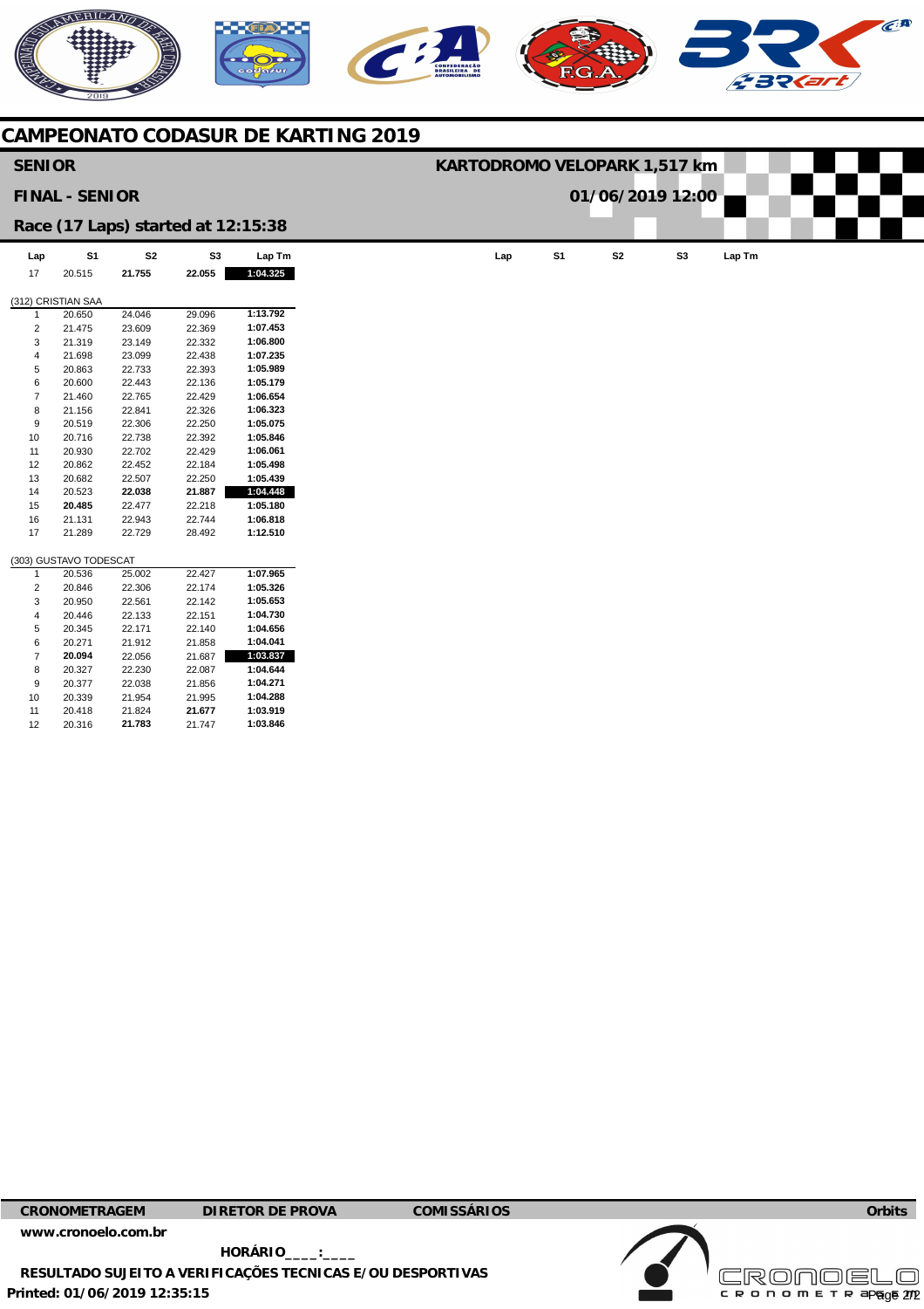## CAMPEONATO CODASUR DE KARTING 2019

**SENIOR** — **KARTODROMO VELOPARK 1,517 km**

**FINAL - SENIOR** — **01/06/2019 12:00**

**Race (17 Laps) started at 12:15:38**

| Lap | S1 | S2 | S3 | Lap Tm |
|---|---|---|---|---|
| 17 | 20.515 | **21.755** | **22.055** | **1:04.325** |

(312) CRISTIAN SAA

| Lap | S1 | S2 | S3 | Lap Tm |
|---|---|---|---|---|
| 1 | 20.650 | 24.046 | 29.096 | **1:13.792** |
| 2 | 21.475 | 23.609 | 22.369 | **1:07.453** |
| 3 | 21.319 | 23.149 | 22.332 | **1:06.800** |
| 4 | 21.698 | 23.099 | 22.438 | **1:07.235** |
| 5 | 20.863 | 22.733 | 22.393 | **1:05.989** |
| 6 | 20.600 | 22.443 | 22.136 | **1:05.179** |
| 7 | 21.460 | 22.765 | 22.429 | **1:06.654** |
| 8 | 21.156 | 22.841 | 22.326 | **1:06.323** |
| 9 | 20.519 | 22.306 | 22.250 | **1:05.075** |
| 10 | 20.716 | 22.738 | 22.392 | **1:05.846** |
| 11 | 20.930 | 22.702 | 22.429 | **1:06.061** |
| 12 | 20.862 | 22.452 | 22.184 | **1:05.498** |
| 13 | 20.682 | 22.507 | 22.250 | **1:05.439** |
| 14 | 20.523 | **22.038** | **21.887** | **1:04.448** |
| 15 | **20.485** | 22.477 | 22.218 | **1:05.180** |
| 16 | 21.131 | 22.943 | 22.744 | **1:06.818** |
| 17 | 21.289 | 22.729 | 28.492 | **1:12.510** |

(303) GUSTAVO TODESCAT

| Lap | S1 | S2 | S3 | Lap Tm |
|---|---|---|---|---|
| 1 | 20.536 | 25.002 | 22.427 | **1:07.965** |
| 2 | 20.846 | 22.306 | 22.174 | **1:05.326** |
| 3 | 20.950 | 22.561 | 22.142 | **1:05.653** |
| 4 | 20.446 | 22.133 | 22.151 | **1:04.730** |
| 5 | 20.345 | 22.171 | 22.140 | **1:04.656** |
| 6 | 20.271 | 21.912 | 21.858 | **1:04.041** |
| 7 | **20.094** | 22.056 | 21.687 | **1:03.837** |
| 8 | 20.327 | 22.230 | 22.087 | **1:04.644** |
| 9 | 20.377 | 22.038 | 21.856 | **1:04.271** |
| 10 | 20.339 | 21.954 | 21.995 | **1:04.288** |
| 11 | 20.418 | 21.824 | **21.677** | **1:03.919** |
| 12 | 20.316 | **21.783** | 21.747 | **1:03.846** |

**CRONOMETRAGEM** **DIRETOR DE PROVA** **COMISSÁRIOS** **Orbits**

**www.cronoelo.com.br**

**HORÁRIO\_\_\_\_:\_\_\_\_**

**RESULTADO SUJEITO A VERIFICAÇÕES TECNICAS E/OU DESPORTIVAS**

**Printed: 01/06/2019 12:35:15**